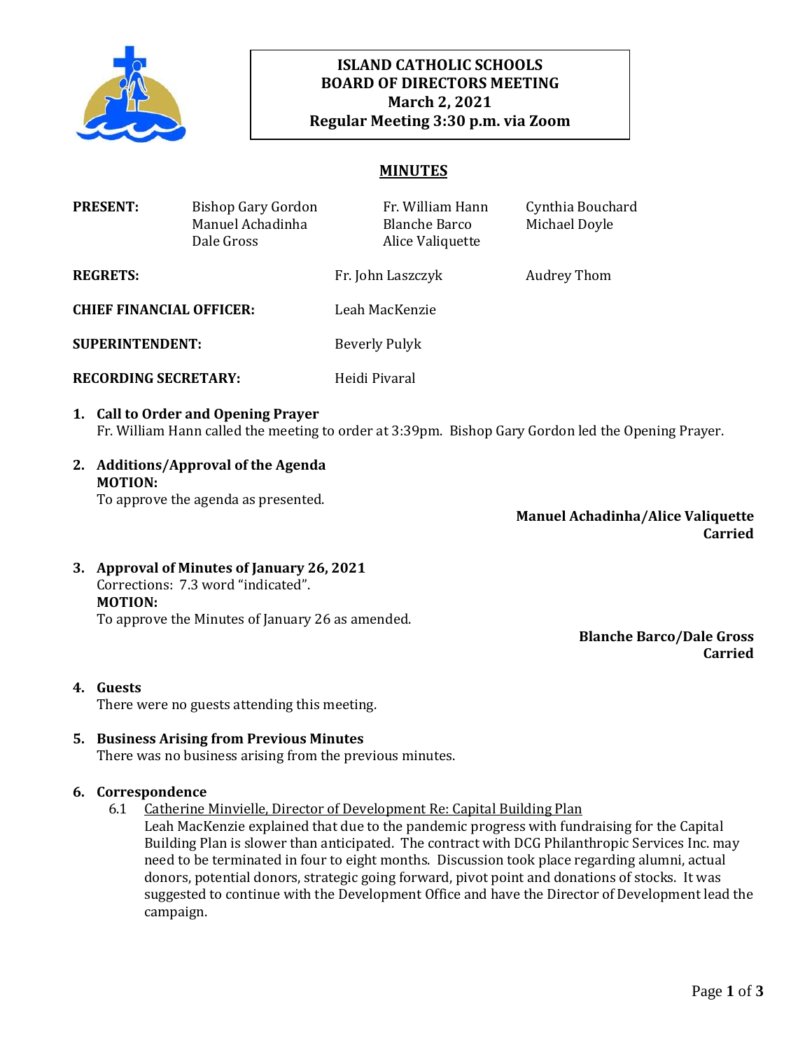**ISLAND CATHOLIC SCHOOLS**
**BOARD OF DIRECTORS MEETING**
**March 2, 2021**
**Regular Meeting 3:30 p.m. via Zoom**

## MINUTES

| | | | |
|---|---|---|---|
| **PRESENT:** | Bishop Gary Gordon<br>Manuel Achadinha<br>Dale Gross | Fr. William Hann<br>Blanche Barco<br>Alice Valiquette | Cynthia Bouchard<br>Michael Doyle |
| **REGRETS:** | | Fr. John Laszczyk | Audrey Thom |
| **CHIEF FINANCIAL OFFICER:** | | Leah MacKenzie | |
| **SUPERINTENDENT:** | | Beverly Pulyk | |
| **RECORDING SECRETARY:** | | Heidi Pivaral | |

**1. Call to Order and Opening Prayer**

Fr. William Hann called the meeting to order at 3:39pm. Bishop Gary Gordon led the Opening Prayer.

**2. Additions/Approval of the Agenda**

**MOTION:**

To approve the agenda as presented.

**Manuel Achadinha/Alice Valiquette**
**Carried**

**3. Approval of Minutes of January 26, 2021**

Corrections: 7.3 word "indicated".

**MOTION:**

To approve the Minutes of January 26 as amended.

**Blanche Barco/Dale Gross**
**Carried**

**4. Guests**

There were no guests attending this meeting.

**5. Business Arising from Previous Minutes**

There was no business arising from the previous minutes.

**6. Correspondence**

6.1 Catherine Minvielle, Director of Development Re: Capital Building Plan

Leah MacKenzie explained that due to the pandemic progress with fundraising for the Capital Building Plan is slower than anticipated. The contract with DCG Philanthropic Services Inc. may need to be terminated in four to eight months. Discussion took place regarding alumni, actual donors, potential donors, strategic going forward, pivot point and donations of stocks. It was suggested to continue with the Development Office and have the Director of Development lead the campaign.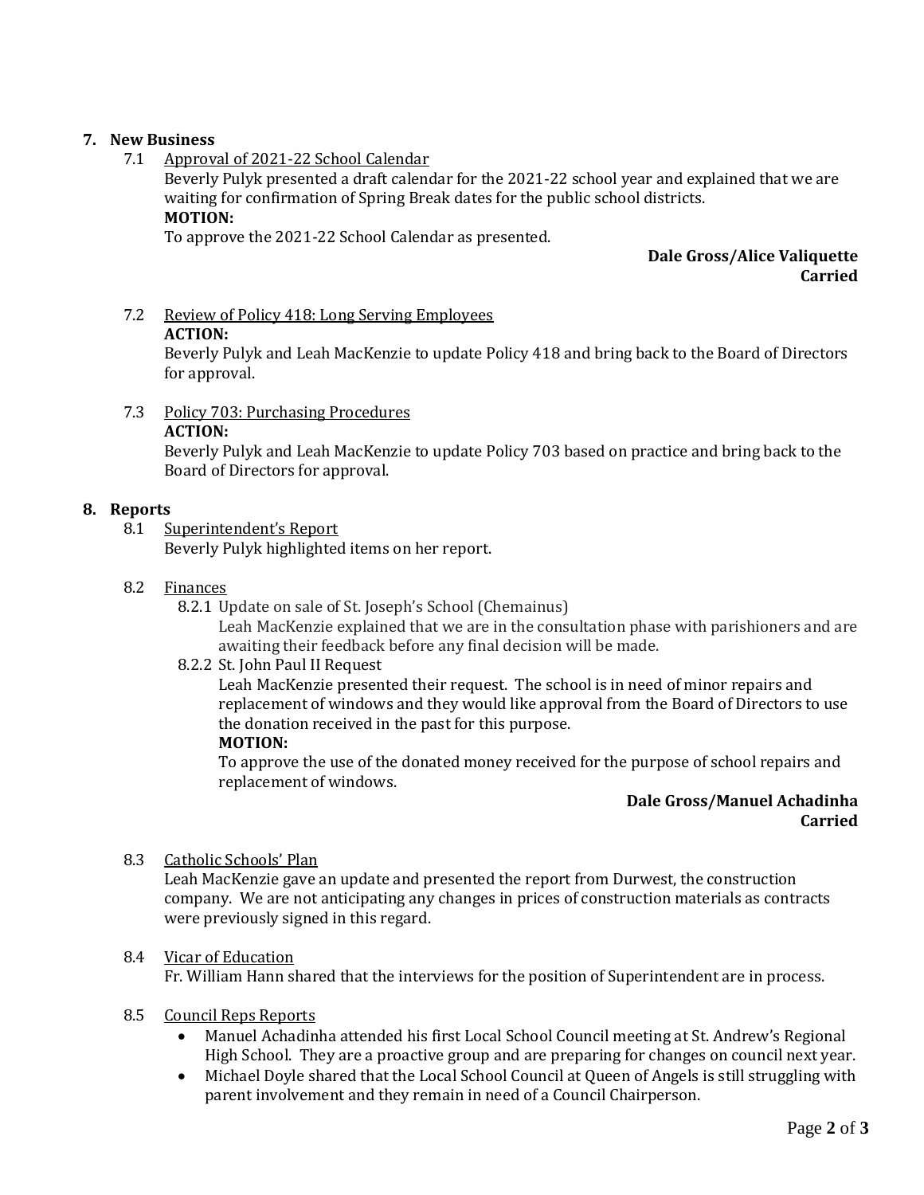## 7. New Business

7.1 Approval of 2021-22 School Calendar

Beverly Pulyk presented a draft calendar for the 2021-22 school year and explained that we are waiting for confirmation of Spring Break dates for the public school districts.

**MOTION:**

To approve the 2021-22 School Calendar as presented.

**Dale Gross/Alice Valiquette**
**Carried**

7.2 Review of Policy 418: Long Serving Employees

**ACTION:**

Beverly Pulyk and Leah MacKenzie to update Policy 418 and bring back to the Board of Directors for approval.

7.3 Policy 703: Purchasing Procedures

**ACTION:**

Beverly Pulyk and Leah MacKenzie to update Policy 703 based on practice and bring back to the Board of Directors for approval.

## 8. Reports

8.1 Superintendent's Report

Beverly Pulyk highlighted items on her report.

8.2 Finances

8.2.1 Update on sale of St. Joseph's School (Chemainus)

Leah MacKenzie explained that we are in the consultation phase with parishioners and are awaiting their feedback before any final decision will be made.

8.2.2 St. John Paul II Request

Leah MacKenzie presented their request. The school is in need of minor repairs and replacement of windows and they would like approval from the Board of Directors to use the donation received in the past for this purpose.

**MOTION:**

To approve the use of the donated money received for the purpose of school repairs and replacement of windows.

**Dale Gross/Manuel Achadinha**
**Carried**

8.3 Catholic Schools' Plan

Leah MacKenzie gave an update and presented the report from Durwest, the construction company. We are not anticipating any changes in prices of construction materials as contracts were previously signed in this regard.

8.4 Vicar of Education

Fr. William Hann shared that the interviews for the position of Superintendent are in process.

8.5 Council Reps Reports

- Manuel Achadinha attended his first Local School Council meeting at St. Andrew's Regional High School. They are a proactive group and are preparing for changes on council next year.
- Michael Doyle shared that the Local School Council at Queen of Angels is still struggling with parent involvement and they remain in need of a Council Chairperson.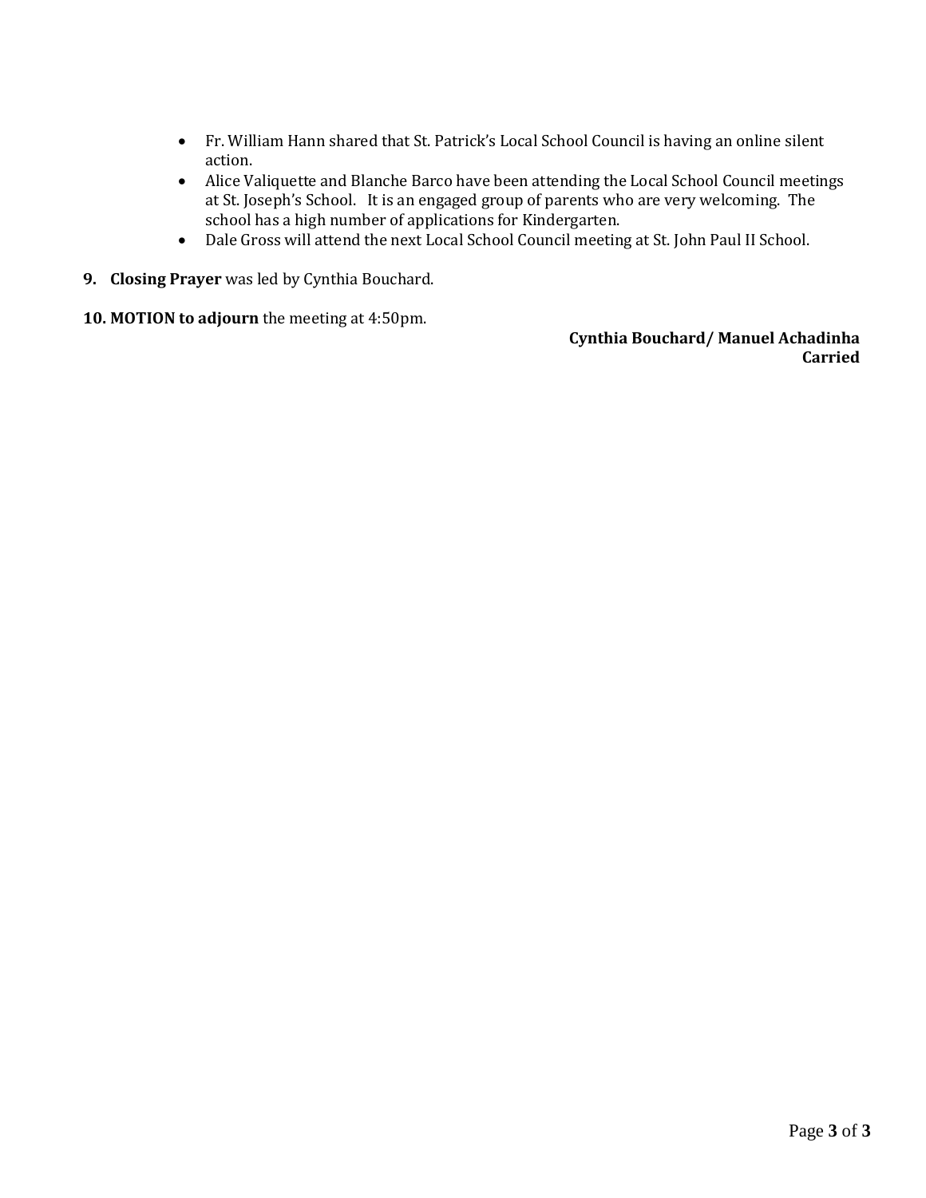- Fr. William Hann shared that St. Patrick's Local School Council is having an online silent action.
- Alice Valiquette and Blanche Barco have been attending the Local School Council meetings at St. Joseph's School. It is an engaged group of parents who are very welcoming. The school has a high number of applications for Kindergarten.
- Dale Gross will attend the next Local School Council meeting at St. John Paul II School.

**9. Closing Prayer** was led by Cynthia Bouchard.

**10. MOTION to adjourn** the meeting at 4:50pm.

**Cynthia Bouchard/ Manuel Achadinha**
**Carried**